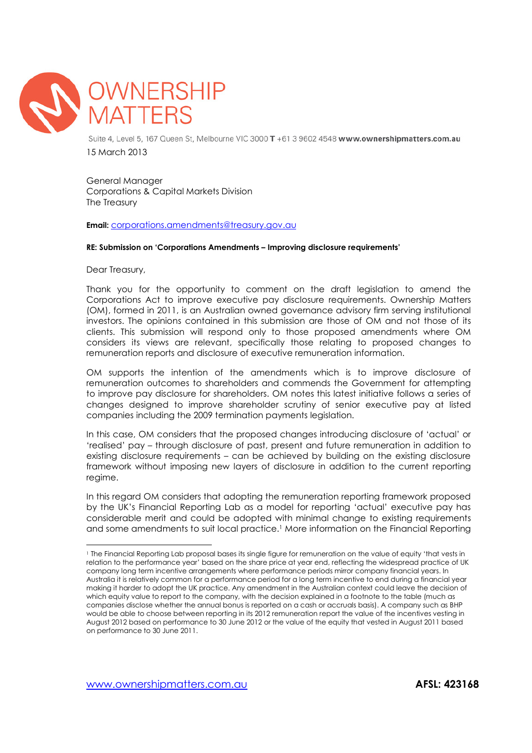# OWNERSHIP MATTERS

Suite 4, Level 5, 167 Queen St, Melbourne VIC 3000 **T** +61 3 9602 4548 **www.ownershipmatters.com.au**

15 March 2013

General Manager
Corporations & Capital Markets Division
The Treasury

**Email:** corporations.amendments@treasury.gov.au

**RE: Submission on 'Corporations Amendments – Improving disclosure requirements'**

Dear Treasury,

Thank you for the opportunity to comment on the draft legislation to amend the Corporations Act to improve executive pay disclosure requirements. Ownership Matters (OM), formed in 2011, is an Australian owned governance advisory firm serving institutional investors. The opinions contained in this submission are those of OM and not those of its clients. This submission will respond only to those proposed amendments where OM considers its views are relevant, specifically those relating to proposed changes to remuneration reports and disclosure of executive remuneration information.

OM supports the intention of the amendments which is to improve disclosure of remuneration outcomes to shareholders and commends the Government for attempting to improve pay disclosure for shareholders. OM notes this latest initiative follows a series of changes designed to improve shareholder scrutiny of senior executive pay at listed companies including the 2009 termination payments legislation.

In this case, OM considers that the proposed changes introducing disclosure of 'actual' or 'realised' pay – through disclosure of past, present and future remuneration in addition to existing disclosure requirements – can be achieved by building on the existing disclosure framework without imposing new layers of disclosure in addition to the current reporting regime.

In this regard OM considers that adopting the remuneration reporting framework proposed by the UK's Financial Reporting Lab as a model for reporting 'actual' executive pay has considerable merit and could be adopted with minimal change to existing requirements and some amendments to suit local practice.[1] More information on the Financial Reporting

[1] The Financial Reporting Lab proposal bases its single figure for remuneration on the value of equity 'that vests in relation to the performance year' based on the share price at year end, reflecting the widespread practice of UK company long term incentive arrangements where performance periods mirror company financial years. In Australia it is relatively common for a performance period for a long term incentive to end during a financial year making it harder to adopt the UK practice. Any amendment in the Australian context could leave the decision of which equity value to report to the company, with the decision explained in a footnote to the table (much as companies disclose whether the annual bonus is reported on a cash or accruals basis). A company such as BHP would be able to choose between reporting in its 2012 remuneration report the value of the incentives vesting in August 2012 based on performance to 30 June 2012 or the value of the equity that vested in August 2011 based on performance to 30 June 2011.

www.ownershipmatters.com.au **AFSL: 423168**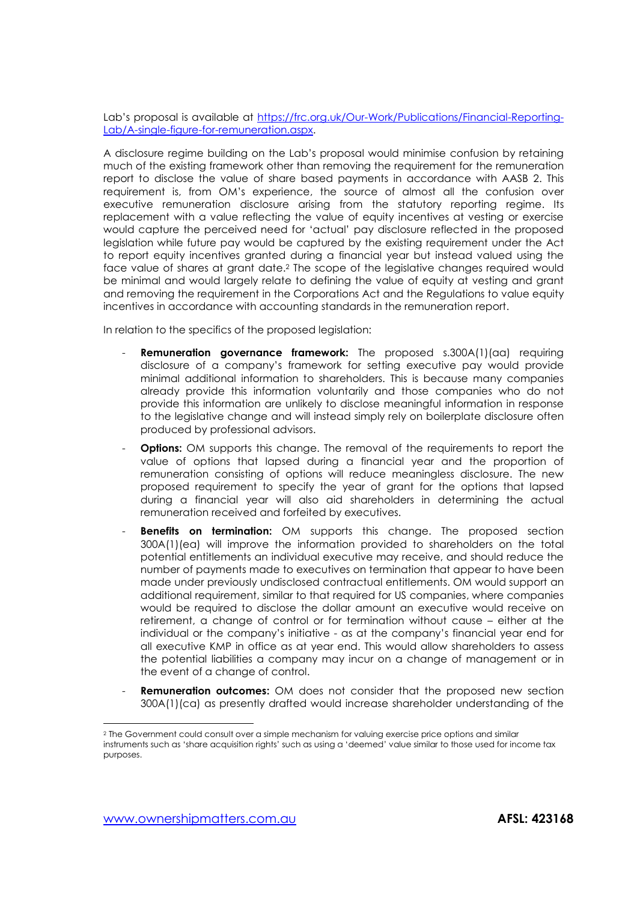Lab's proposal is available at [https://frc.org.uk/Our-Work/Publications/Financial-Reporting-Lab/A-single-figure-for-remuneration.aspx](https://frc.org.uk/Our-Work/Publications/Financial-Reporting-Lab/A-single-figure-for-remuneration.aspx).

A disclosure regime building on the Lab's proposal would minimise confusion by retaining much of the existing framework other than removing the requirement for the remuneration report to disclose the value of share based payments in accordance with AASB 2. This requirement is, from OM's experience, the source of almost all the confusion over executive remuneration disclosure arising from the statutory reporting regime. Its replacement with a value reflecting the value of equity incentives at vesting or exercise would capture the perceived need for 'actual' pay disclosure reflected in the proposed legislation while future pay would be captured by the existing requirement under the Act to report equity incentives granted during a financial year but instead valued using the face value of shares at grant date.[2] The scope of the legislative changes required would be minimal and would largely relate to defining the value of equity at vesting and grant and removing the requirement in the Corporations Act and the Regulations to value equity incentives in accordance with accounting standards in the remuneration report.

In relation to the specifics of the proposed legislation:

- **Remuneration governance framework:** The proposed s.300A(1)(aa) requiring disclosure of a company's framework for setting executive pay would provide minimal additional information to shareholders. This is because many companies already provide this information voluntarily and those companies who do not provide this information are unlikely to disclose meaningful information in response to the legislative change and will instead simply rely on boilerplate disclosure often produced by professional advisors.
- **Options:** OM supports this change. The removal of the requirements to report the value of options that lapsed during a financial year and the proportion of remuneration consisting of options will reduce meaningless disclosure. The new proposed requirement to specify the year of grant for the options that lapsed during a financial year will also aid shareholders in determining the actual remuneration received and forfeited by executives.
- **Benefits on termination:** OM supports this change. The proposed section 300A(1)(ea) will improve the information provided to shareholders on the total potential entitlements an individual executive may receive, and should reduce the number of payments made to executives on termination that appear to have been made under previously undisclosed contractual entitlements. OM would support an additional requirement, similar to that required for US companies, where companies would be required to disclose the dollar amount an executive would receive on retirement, a change of control or for termination without cause – either at the individual or the company's initiative - as at the company's financial year end for all executive KMP in office as at year end. This would allow shareholders to assess the potential liabilities a company may incur on a change of management or in the event of a change of control.
- **Remuneration outcomes:** OM does not consider that the proposed new section 300A(1)(ca) as presently drafted would increase shareholder understanding of the

[2] The Government could consult over a simple mechanism for valuing exercise price options and similar instruments such as 'share acquisition rights' such as using a 'deemed' value similar to those used for income tax purposes.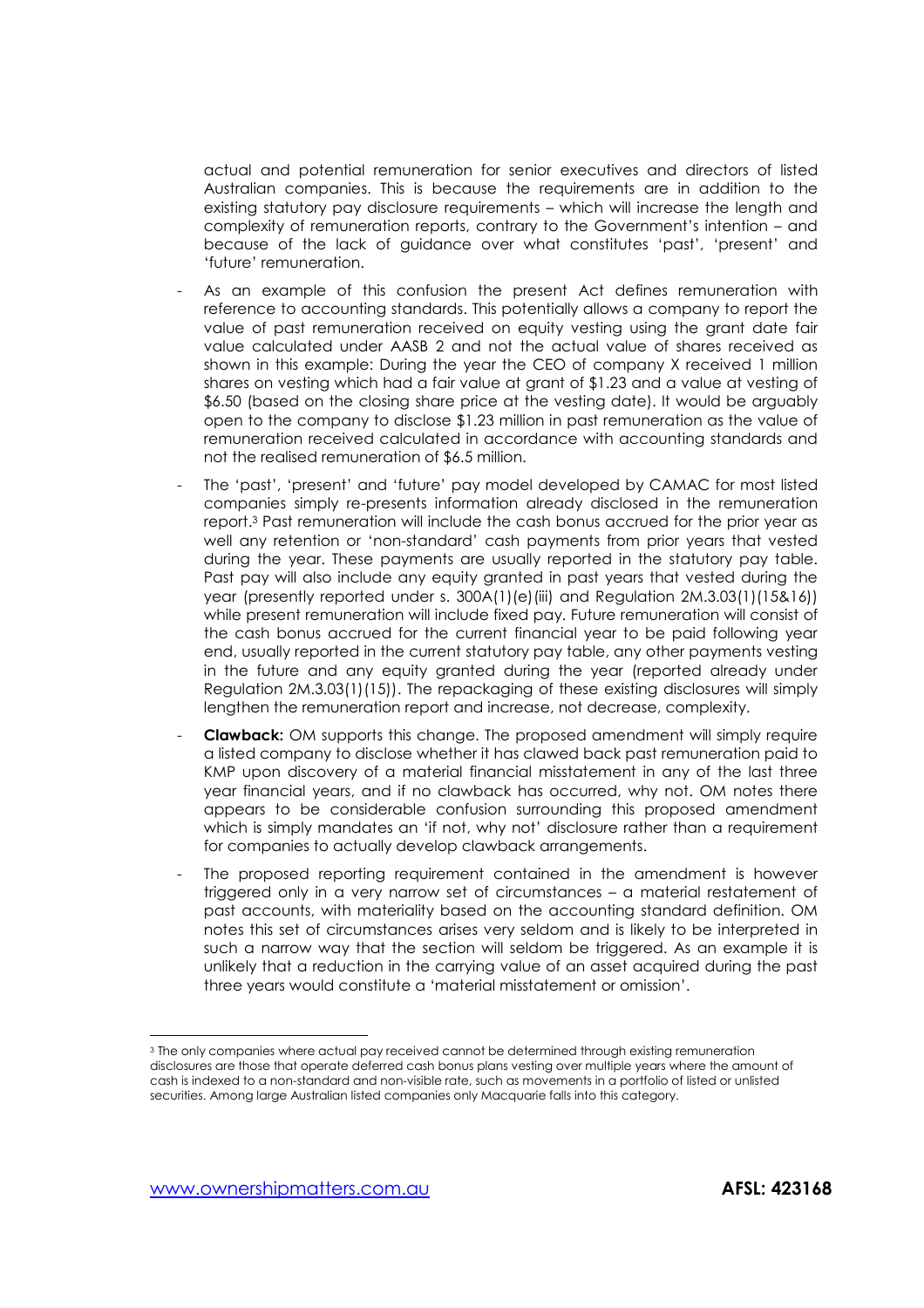actual and potential remuneration for senior executives and directors of listed Australian companies. This is because the requirements are in addition to the existing statutory pay disclosure requirements – which will increase the length and complexity of remuneration reports, contrary to the Government's intention – and because of the lack of guidance over what constitutes 'past', 'present' and 'future' remuneration.

- As an example of this confusion the present Act defines remuneration with reference to accounting standards. This potentially allows a company to report the value of past remuneration received on equity vesting using the grant date fair value calculated under AASB 2 and not the actual value of shares received as shown in this example: During the year the CEO of company X received 1 million shares on vesting which had a fair value at grant of $1.23 and a value at vesting of $6.50 (based on the closing share price at the vesting date). It would be arguably open to the company to disclose $1.23 million in past remuneration as the value of remuneration received calculated in accordance with accounting standards and not the realised remuneration of $6.5 million.
- The 'past', 'present' and 'future' pay model developed by CAMAC for most listed companies simply re-presents information already disclosed in the remuneration report.[3] Past remuneration will include the cash bonus accrued for the prior year as well any retention or 'non-standard' cash payments from prior years that vested during the year. These payments are usually reported in the statutory pay table. Past pay will also include any equity granted in past years that vested during the year (presently reported under s. 300A(1)(e)(iii) and Regulation 2M.3.03(1)(15&16)) while present remuneration will include fixed pay. Future remuneration will consist of the cash bonus accrued for the current financial year to be paid following year end, usually reported in the current statutory pay table, any other payments vesting in the future and any equity granted during the year (reported already under Regulation 2M.3.03(1)(15)). The repackaging of these existing disclosures will simply lengthen the remuneration report and increase, not decrease, complexity.
- **Clawback:** OM supports this change. The proposed amendment will simply require a listed company to disclose whether it has clawed back past remuneration paid to KMP upon discovery of a material financial misstatement in any of the last three year financial years, and if no clawback has occurred, why not. OM notes there appears to be considerable confusion surrounding this proposed amendment which is simply mandates an 'if not, why not' disclosure rather than a requirement for companies to actually develop clawback arrangements.
- The proposed reporting requirement contained in the amendment is however triggered only in a very narrow set of circumstances – a material restatement of past accounts, with materiality based on the accounting standard definition. OM notes this set of circumstances arises very seldom and is likely to be interpreted in such a narrow way that the section will seldom be triggered. As an example it is unlikely that a reduction in the carrying value of an asset acquired during the past three years would constitute a 'material misstatement or omission'.

[3] The only companies where actual pay received cannot be determined through existing remuneration disclosures are those that operate deferred cash bonus plans vesting over multiple years where the amount of cash is indexed to a non-standard and non-visible rate, such as movements in a portfolio of listed or unlisted securities. Among large Australian listed companies only Macquarie falls into this category.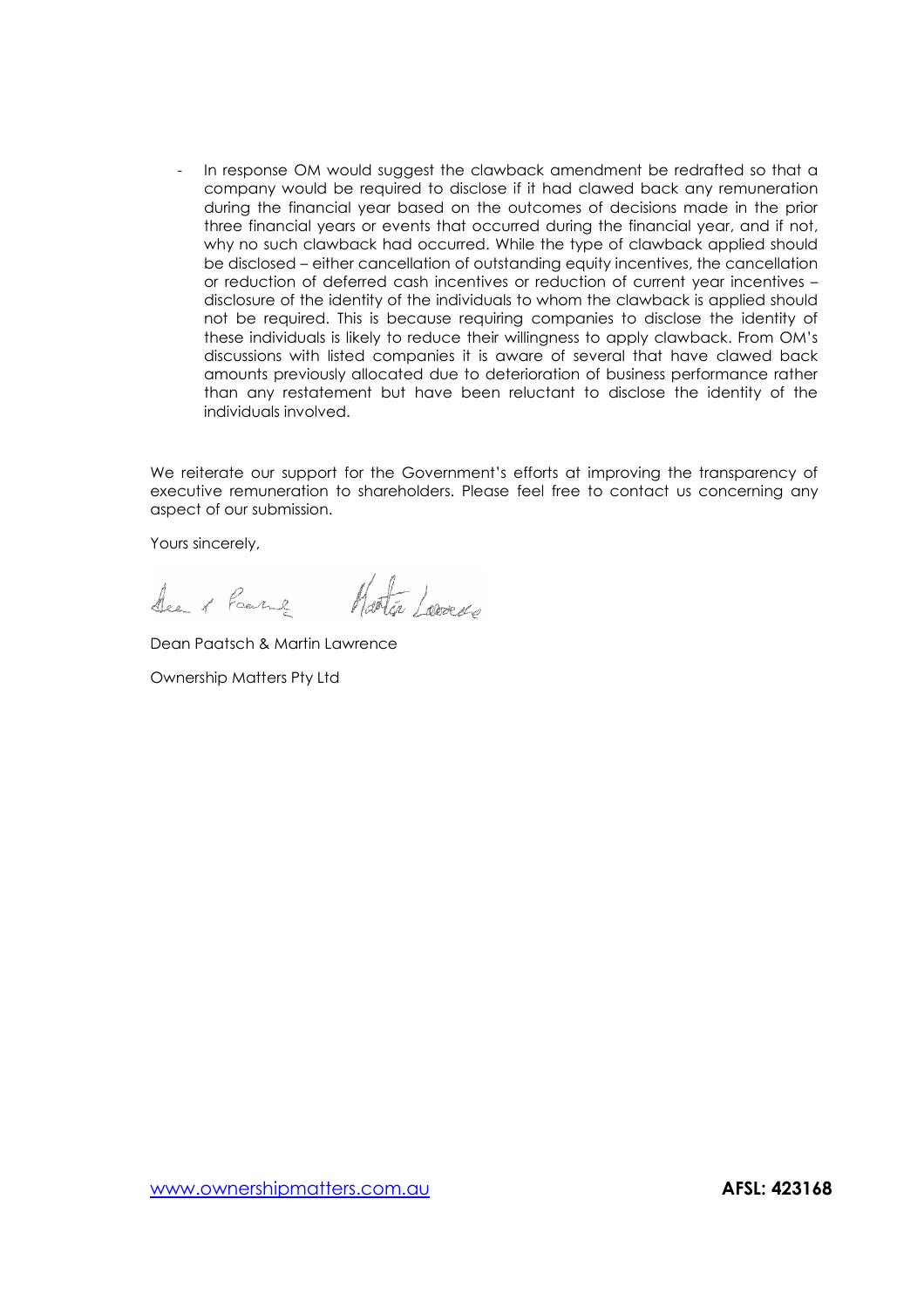- In response OM would suggest the clawback amendment be redrafted so that a company would be required to disclose if it had clawed back any remuneration during the financial year based on the outcomes of decisions made in the prior three financial years or events that occurred during the financial year, and if not, why no such clawback had occurred. While the type of clawback applied should be disclosed – either cancellation of outstanding equity incentives, the cancellation or reduction of deferred cash incentives or reduction of current year incentives – disclosure of the identity of the individuals to whom the clawback is applied should not be required. This is because requiring companies to disclose the identity of these individuals is likely to reduce their willingness to apply clawback. From OM's discussions with listed companies it is aware of several that have clawed back amounts previously allocated due to deterioration of business performance rather than any restatement but have been reluctant to disclose the identity of the individuals involved.

We reiterate our support for the Government's efforts at improving the transparency of executive remuneration to shareholders. Please feel free to contact us concerning any aspect of our submission.

Yours sincerely,

Dean Paatsch & Martin Lawrence

Ownership Matters Pty Ltd

www.ownershipmatters.com.au **AFSL: 423168**